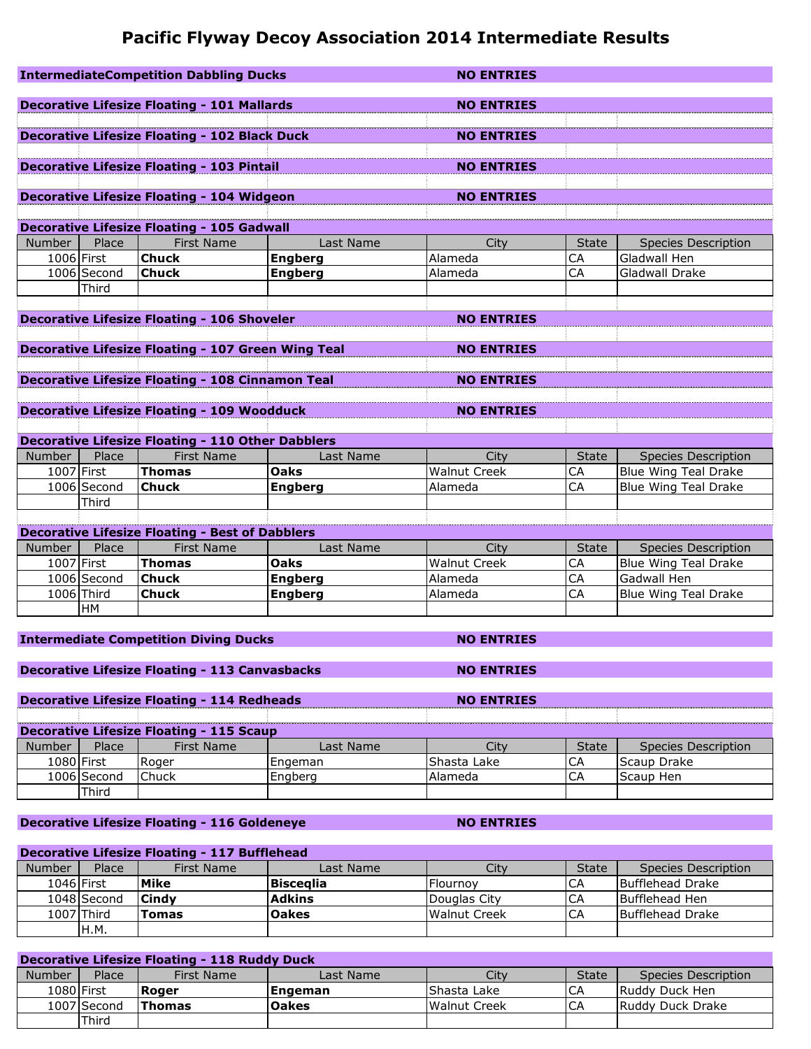# Pacific Flyway Decoy Association 2014 Intermediate Results

**IntermediateCompetition Dabbling Ducks** — **NO ENTRIES**

**Decorative Lifesize Floating - 101 Mallards** — **NO ENTRIES**

**Decorative Lifesize Floating - 102 Black Duck** — **NO ENTRIES**

**Decorative Lifesize Floating - 103 Pintail** — **NO ENTRIES**

**Decorative Lifesize Floating - 104 Widgeon** — **NO ENTRIES**

**Decorative Lifesize Floating - 105 Gadwall**

| Number | Place | First Name | Last Name | City | State | Species Description |
|---|---|---|---|---|---|---|
| 1006 | First | **Chuck** | **Engberg** | Alameda | CA | Gladwall Hen |
| 1006 | Second | **Chuck** | **Engberg** | Alameda | CA | Gladwall Drake |
| | Third | | | | | |

**Decorative Lifesize Floating - 106 Shoveler** — **NO ENTRIES**

**Decorative Lifesize Floating - 107 Green Wing Teal** — **NO ENTRIES**

**Decorative Lifesize Floating - 108 Cinnamon Teal** — **NO ENTRIES**

**Decorative Lifesize Floating - 109 Woodduck** — **NO ENTRIES**

**Decorative Lifesize Floating - 110 Other Dabblers**

| Number | Place | First Name | Last Name | City | State | Species Description |
|---|---|---|---|---|---|---|
| 1007 | First | **Thomas** | **Oaks** | Walnut Creek | CA | Blue Wing Teal Drake |
| 1006 | Second | **Chuck** | **Engberg** | Alameda | CA | Blue Wing Teal Drake |
| | Third | | | | | |

**Decorative Lifesize Floating - Best of Dabblers**

| Number | Place | First Name | Last Name | City | State | Species Description |
|---|---|---|---|---|---|---|
| 1007 | First | **Thomas** | **Oaks** | Walnut Creek | CA | Blue Wing Teal Drake |
| 1006 | Second | **Chuck** | **Engberg** | Alameda | CA | Gadwall Hen |
| 1006 | Third | **Chuck** | **Engberg** | Alameda | CA | Blue Wing Teal Drake |
| | HM | | | | | |

**Intermediate Competition Diving Ducks** — **NO ENTRIES**

**Decorative Lifesize Floating - 113 Canvasbacks** — **NO ENTRIES**

**Decorative Lifesize Floating - 114 Redheads** — **NO ENTRIES**

**Decorative Lifesize Floating - 115 Scaup**

| Number | Place | First Name | Last Name | City | State | Species Description |
|---|---|---|---|---|---|---|
| 1080 | First | Roger | Engeman | Shasta Lake | CA | Scaup Drake |
| 1006 | Second | Chuck | Engberg | Alameda | CA | Scaup Hen |
| | Third | | | | | |

**Decorative Lifesize Floating - 116 Goldeneye** — **NO ENTRIES**

**Decorative Lifesize Floating - 117 Bufflehead**

| Number | Place | First Name | Last Name | City | State | Species Description |
|---|---|---|---|---|---|---|
| 1046 | First | **Mike** | **Bisceqlia** | Flournoy | CA | Bufflehead Drake |
| 1048 | Second | **Cindy** | **Adkins** | Douglas City | CA | Bufflehead Hen |
| 1007 | Third | **Tomas** | **Oakes** | Walnut Creek | CA | Bufflehead Drake |
| | H.M. | | | | | |

**Decorative Lifesize Floating - 118 Ruddy Duck**

| Number | Place | First Name | Last Name | City | State | Species Description |
|---|---|---|---|---|---|---|
| 1080 | First | **Roger** | **Engeman** | Shasta Lake | CA | Ruddy Duck Hen |
| 1007 | Second | **Thomas** | **Oakes** | Walnut Creek | CA | Ruddy Duck Drake |
| | Third | | | | | |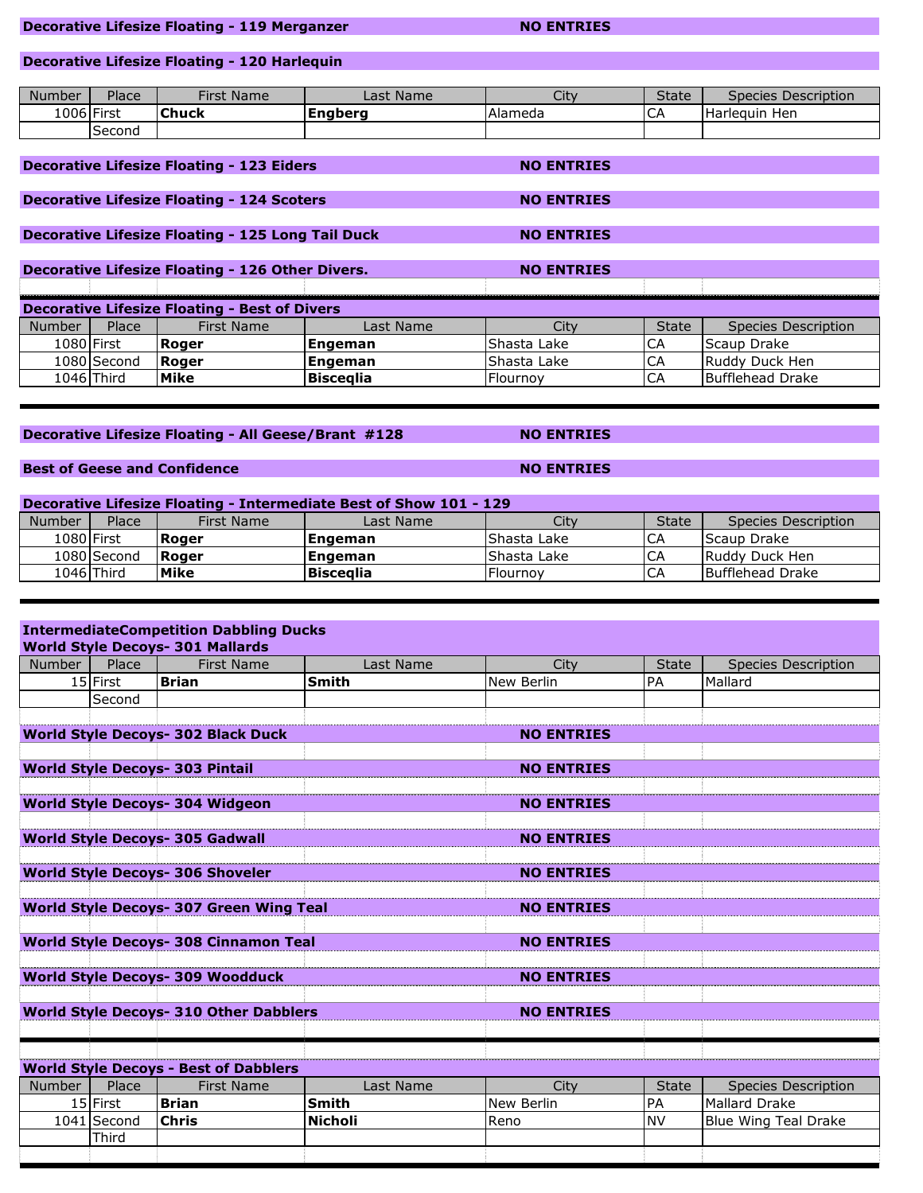**Decorative Lifesize Floating - 119 Merganzer** NO ENTRIES

**Decorative Lifesize Floating - 120 Harlequin**

| Number | Place | First Name | Last Name | City | State | Species Description |
|---|---|---|---|---|---|---|
| 1006 | First | **Chuck** | **Engberg** | Alameda | CA | Harlequin Hen |
| | Second | | | | | |

**Decorative Lifesize Floating - 123 Eiders** NO ENTRIES

**Decorative Lifesize Floating - 124 Scoters** NO ENTRIES

**Decorative Lifesize Floating - 125 Long Tail Duck** NO ENTRIES

**Decorative Lifesize Floating - 126 Other Divers.** NO ENTRIES

**Decorative Lifesize Floating - Best of Divers**

| Number | Place | First Name | Last Name | City | State | Species Description |
|---|---|---|---|---|---|---|
| 1080 | First | **Roger** | **Engeman** | Shasta Lake | CA | Scaup Drake |
| 1080 | Second | **Roger** | **Engeman** | Shasta Lake | CA | Ruddy Duck Hen |
| 1046 | Third | **Mike** | **Biseqlia** | Flournoy | CA | Bufflehead Drake |

**Decorative Lifesize Floating - All Geese/Brant #128** NO ENTRIES

**Best of Geese and Confidence** NO ENTRIES

**Decorative Lifesize Floating - Intermediate Best of Show 101 - 129**

| Number | Place | First Name | Last Name | City | State | Species Description |
|---|---|---|---|---|---|---|
| 1080 | First | **Roger** | **Engeman** | Shasta Lake | CA | Scaup Drake |
| 1080 | Second | **Roger** | **Engeman** | Shasta Lake | CA | Ruddy Duck Hen |
| 1046 | Third | **Mike** | **Biseqlia** | Flournoy | CA | Bufflehead Drake |

**IntermediateCompetition Dabbling Ducks**
**World Style Decoys- 301 Mallards**

| Number | Place | First Name | Last Name | City | State | Species Description |
|---|---|---|---|---|---|---|
| 15 | First | **Brian** | **Smith** | New Berlin | PA | Mallard |
| | Second | | | | | |

**World Style Decoys- 302 Black Duck** NO ENTRIES

**World Style Decoys- 303 Pintail** NO ENTRIES

**World Style Decoys- 304 Widgeon** NO ENTRIES

**World Style Decoys- 305 Gadwall** NO ENTRIES

**World Style Decoys- 306 Shoveler** NO ENTRIES

**World Style Decoys- 307 Green Wing Teal** NO ENTRIES

**World Style Decoys- 308 Cinnamon Teal** NO ENTRIES

**World Style Decoys- 309 Woodduck** NO ENTRIES

**World Style Decoys- 310 Other Dabblers** NO ENTRIES

**World Style Decoys - Best of Dabblers**

| Number | Place | First Name | Last Name | City | State | Species Description |
|---|---|---|---|---|---|---|
| 15 | First | **Brian** | **Smith** | New Berlin | PA | Mallard Drake |
| 1041 | Second | **Chris** | **Nicholi** | Reno | NV | Blue Wing Teal Drake |
| | Third | | | | | |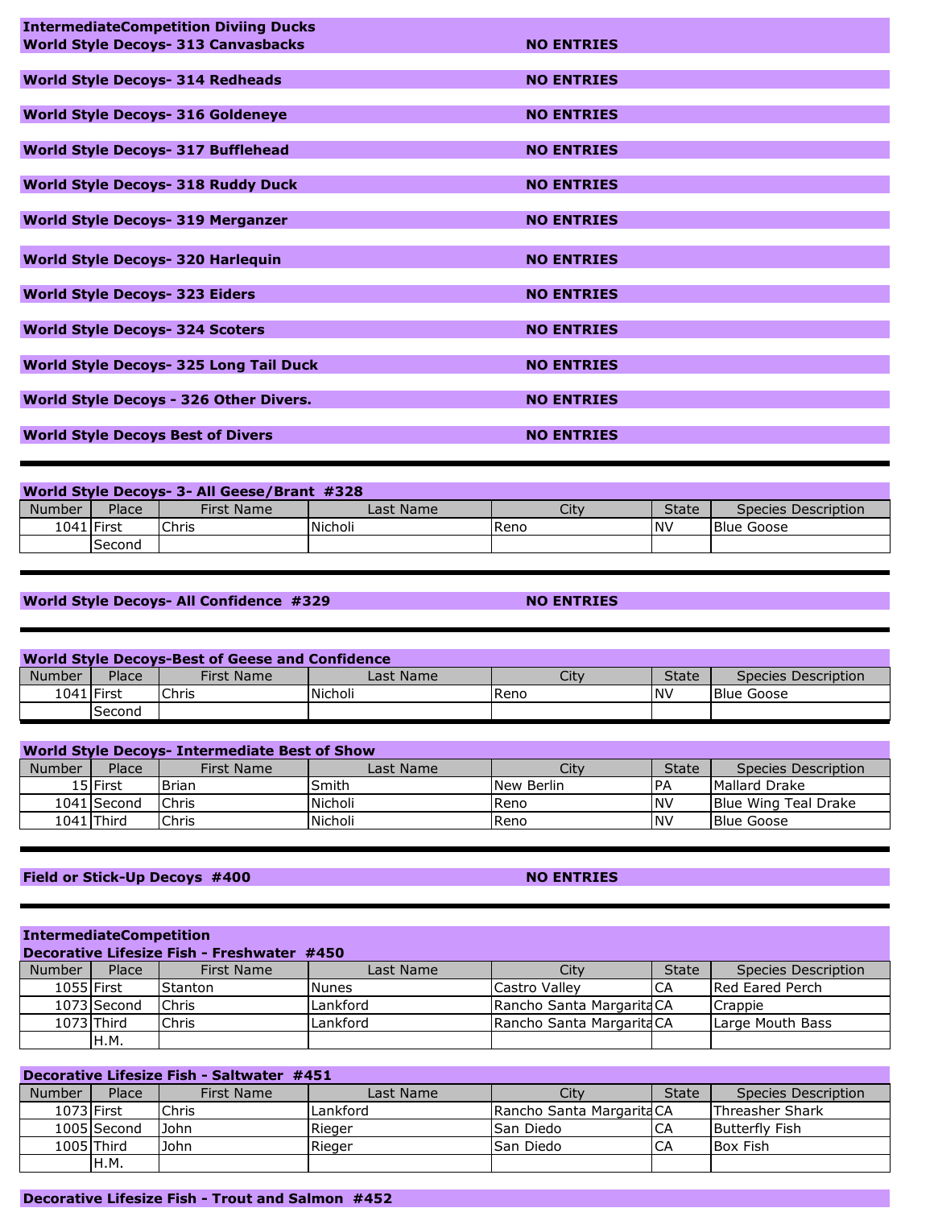**IntermediateCompetition Diviing Ducks**

**World Style Decoys- 313 Canvasbacks** — **NO ENTRIES**

**World Style Decoys- 314 Redheads** — **NO ENTRIES**

**World Style Decoys- 316 Goldeneye** — **NO ENTRIES**

**World Style Decoys- 317 Bufflehead** — **NO ENTRIES**

**World Style Decoys- 318 Ruddy Duck** — **NO ENTRIES**

**World Style Decoys- 319 Merganzer** — **NO ENTRIES**

**World Style Decoys- 320 Harlequin** — **NO ENTRIES**

**World Style Decoys- 323 Eiders** — **NO ENTRIES**

**World Style Decoys- 324 Scoters** — **NO ENTRIES**

**World Style Decoys- 325 Long Tail Duck** — **NO ENTRIES**

**World Style Decoys - 326 Other Divers.** — **NO ENTRIES**

**World Style Decoys Best of Divers** — **NO ENTRIES**

---

**World Style Decoys- 3- All Geese/Brant #328**

| Number | Place | First Name | Last Name | City | State | Species Description |
|---|---|---|---|---|---|---|
| 1041 | First | Chris | Nicholi | Reno | NV | Blue Goose |
| | Second | | | | | |

---

**World Style Decoys- All Confidence #329** — **NO ENTRIES**

---

**World Style Decoys-Best of Geese and Confidence**

| Number | Place | First Name | Last Name | City | State | Species Description |
|---|---|---|---|---|---|---|
| 1041 | First | Chris | Nicholi | Reno | NV | Blue Goose |
| | Second | | | | | |

**World Style Decoys- Intermediate Best of Show**

| Number | Place | First Name | Last Name | City | State | Species Description |
|---|---|---|---|---|---|---|
| 15 | First | Brian | Smith | New Berlin | PA | Mallard Drake |
| 1041 | Second | Chris | Nicholi | Reno | NV | Blue Wing Teal Drake |
| 1041 | Third | Chris | Nicholi | Reno | NV | Blue Goose |

---

**Field or Stick-Up Decoys #400** — **NO ENTRIES**

---

**IntermediateCompetition**

**Decorative Lifesize Fish - Freshwater #450**

| Number | Place | First Name | Last Name | City | State | Species Description |
|---|---|---|---|---|---|---|
| 1055 | First | Stanton | Nunes | Castro Valley | CA | Red Eared Perch |
| 1073 | Second | Chris | Lankford | Rancho Santa Margarita | CA | Crappie |
| 1073 | Third | Chris | Lankford | Rancho Santa Margarita | CA | Large Mouth Bass |
| | H.M. | | | | | |

**Decorative Lifesize Fish - Saltwater #451**

| Number | Place | First Name | Last Name | City | State | Species Description |
|---|---|---|---|---|---|---|
| 1073 | First | Chris | Lankford | Rancho Santa Margarita | CA | Threasher Shark |
| 1005 | Second | John | Rieger | San Diedo | CA | Butterfly Fish |
| 1005 | Third | John | Rieger | San Diedo | CA | Box Fish |
| | H.M. | | | | | |

**Decorative Lifesize Fish - Trout and Salmon #452**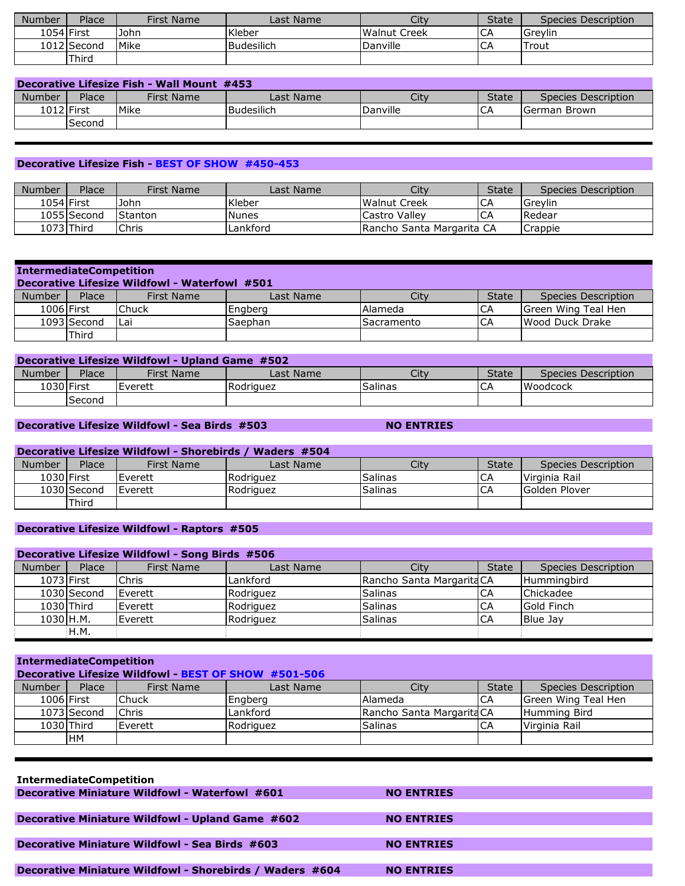| Number | Place | First Name | Last Name | City | State | Species Description |
|---|---|---|---|---|---|---|
| 1054 | First | John | Kleber | Walnut Creek | CA | Greylin |
| 1012 | Second | Mike | Budesilich | Danville | CA | Trout |
| | Third | | | | | |

**Decorative Lifesize Fish - Wall Mount #453**

| Number | Place | First Name | Last Name | City | State | Species Description |
|---|---|---|---|---|---|---|
| 1012 | First | Mike | Budesilich | Danville | CA | German Brown |
| | Second | | | | | |

**Decorative Lifesize Fish - BEST OF SHOW #450-453**

| Number | Place | First Name | Last Name | City | State | Species Description |
|---|---|---|---|---|---|---|
| 1054 | First | John | Kleber | Walnut Creek | CA | Greylin |
| 1055 | Second | Stanton | Nunes | Castro Valley | CA | Redear |
| 1073 | Third | Chris | Lankford | Rancho Santa Margarita | CA | Crappie |

**IntermediateCompetition**

**Decorative Lifesize Wildfowl - Waterfowl #501**

| Number | Place | First Name | Last Name | City | State | Species Description |
|---|---|---|---|---|---|---|
| 1006 | First | Chuck | Engberg | Alameda | CA | Green Wing Teal Hen |
| 1093 | Second | Lai | Saephan | Sacramento | CA | Wood Duck Drake |
| | Third | | | | | |

**Decorative Lifesize Wildfowl - Upland Game #502**

| Number | Place | First Name | Last Name | City | State | Species Description |
|---|---|---|---|---|---|---|
| 1030 | First | Everett | Rodriguez | Salinas | CA | Woodcock |
| | Second | | | | | |

**Decorative Lifesize Wildfowl - Sea Birds #503** NO ENTRIES

**Decorative Lifesize Wildfowl - Shorebirds / Waders #504**

| Number | Place | First Name | Last Name | City | State | Species Description |
|---|---|---|---|---|---|---|
| 1030 | First | Everett | Rodriguez | Salinas | CA | Virginia Rail |
| 1030 | Second | Everett | Rodriguez | Salinas | CA | Golden Plover |
| | Third | | | | | |

**Decorative Lifesize Wildfowl - Raptors #505**

**Decorative Lifesize Wildfowl - Song Birds #506**

| Number | Place | First Name | Last Name | City | State | Species Description |
|---|---|---|---|---|---|---|
| 1073 | First | Chris | Lankford | Rancho Santa Margarita | CA | Hummingbird |
| 1030 | Second | Everett | Rodriguez | Salinas | CA | Chickadee |
| 1030 | Third | Everett | Rodriguez | Salinas | CA | Gold Finch |
| 1030 | H.M. | Everett | Rodriguez | Salinas | CA | Blue Jay |
| | H.M. | | | | | |

**IntermediateCompetition**

**Decorative Lifesize Wildfowl - BEST OF SHOW #501-506**

| Number | Place | First Name | Last Name | City | State | Species Description |
|---|---|---|---|---|---|---|
| 1006 | First | Chuck | Engberg | Alameda | CA | Green Wing Teal Hen |
| 1073 | Second | Chris | Lankford | Rancho Santa Margarita | CA | Humming Bird |
| 1030 | Third | Everett | Rodriguez | Salinas | CA | Virginia Rail |
| | HM | | | | | |

**IntermediateCompetition**

**Decorative Miniature Wildfowl - Waterfowl #601** NO ENTRIES

**Decorative Miniature Wildfowl - Upland Game #602** NO ENTRIES

**Decorative Miniature Wildfowl - Sea Birds #603** NO ENTRIES

**Decorative Miniature Wildfowl - Shorebirds / Waders #604** NO ENTRIES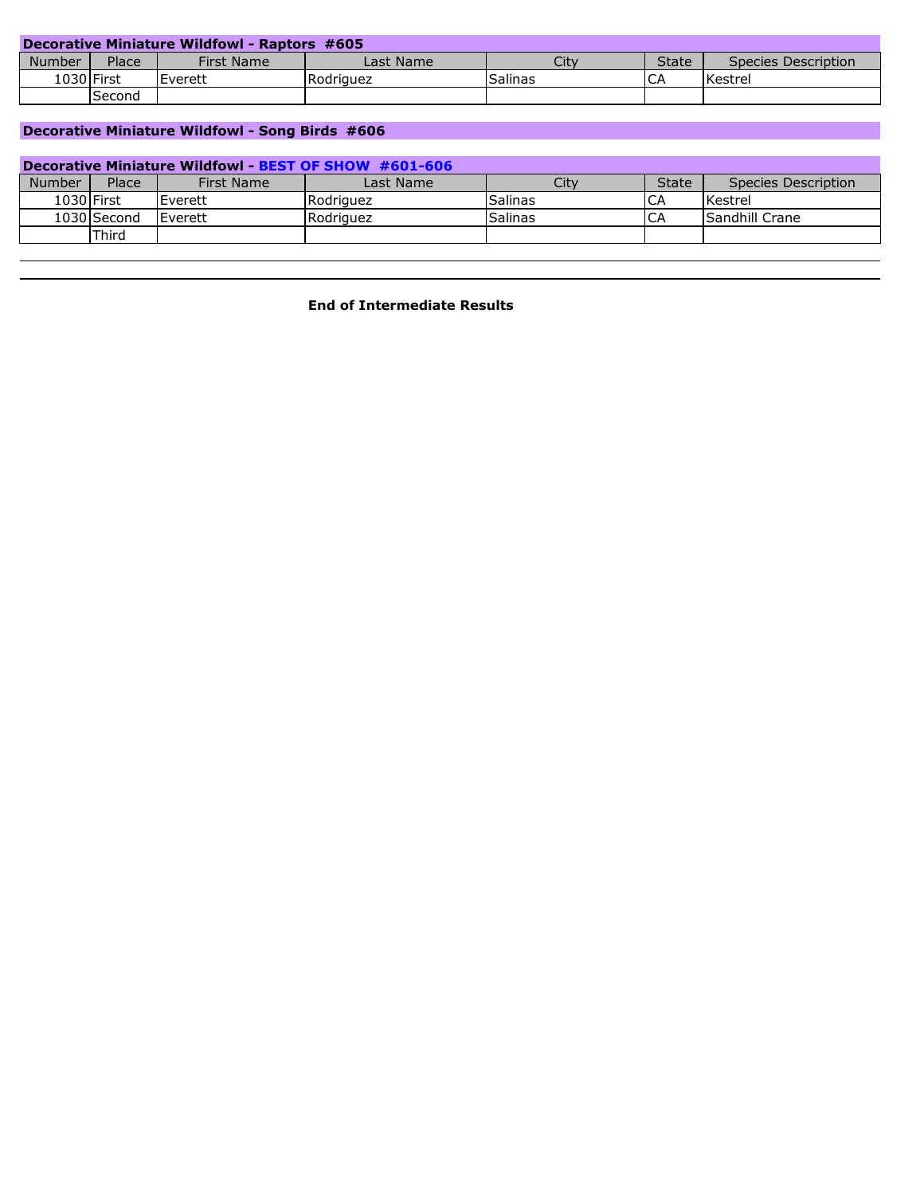**Decorative Miniature Wildfowl - Raptors #605**

| Number | Place | First Name | Last Name | City | State | Species Description |
|---|---|---|---|---|---|---|
| 1030 | First | Everett | Rodriguez | Salinas | CA | Kestrel |
| | Second | | | | | |

**Decorative Miniature Wildfowl - Song Birds #606**

**Decorative Miniature Wildfowl - BEST OF SHOW #601-606**

| Number | Place | First Name | Last Name | City | State | Species Description |
|---|---|---|---|---|---|---|
| 1030 | First | Everett | Rodriguez | Salinas | CA | Kestrel |
| 1030 | Second | Everett | Rodriguez | Salinas | CA | Sandhill Crane |
| | Third | | | | | |

**End of Intermediate Results**